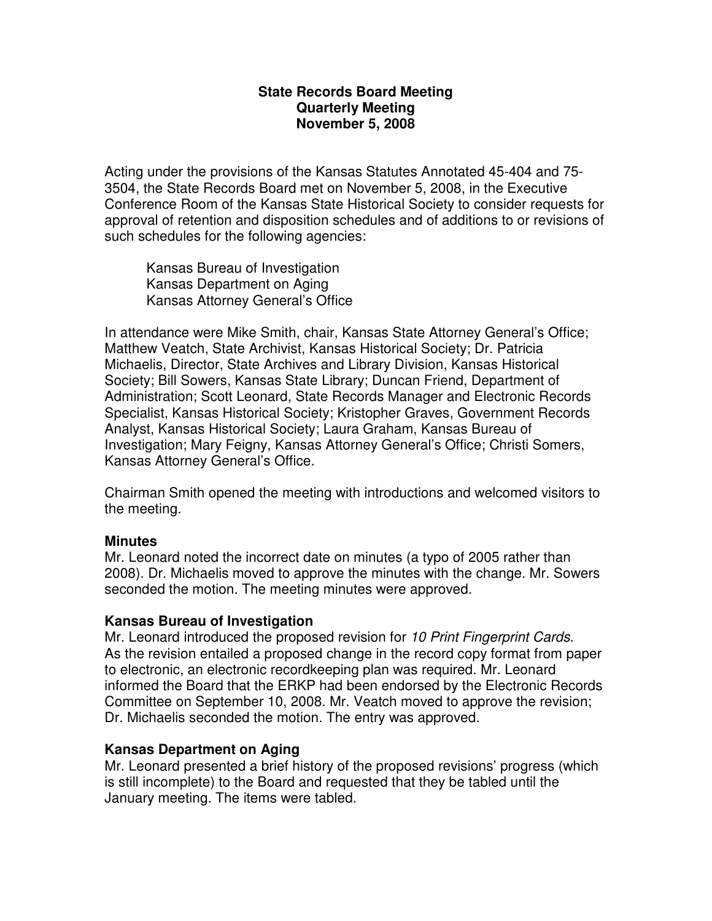**State Records Board Meeting**
**Quarterly Meeting**
**November 5, 2008**

Acting under the provisions of the Kansas Statutes Annotated 45-404 and 75-3504, the State Records Board met on November 5, 2008, in the Executive Conference Room of the Kansas State Historical Society to consider requests for approval of retention and disposition schedules and of additions to or revisions of such schedules for the following agencies:

Kansas Bureau of Investigation
Kansas Department on Aging
Kansas Attorney General's Office

In attendance were Mike Smith, chair, Kansas State Attorney General's Office; Matthew Veatch, State Archivist, Kansas Historical Society; Dr. Patricia Michaelis, Director, State Archives and Library Division, Kansas Historical Society; Bill Sowers, Kansas State Library; Duncan Friend, Department of Administration; Scott Leonard, State Records Manager and Electronic Records Specialist, Kansas Historical Society; Kristopher Graves, Government Records Analyst, Kansas Historical Society; Laura Graham, Kansas Bureau of Investigation; Mary Feigny, Kansas Attorney General's Office; Christi Somers, Kansas Attorney General's Office.

Chairman Smith opened the meeting with introductions and welcomed visitors to the meeting.

### Minutes

Mr. Leonard noted the incorrect date on minutes (a typo of 2005 rather than 2008). Dr. Michaelis moved to approve the minutes with the change. Mr. Sowers seconded the motion. The meeting minutes were approved.

### Kansas Bureau of Investigation

Mr. Leonard introduced the proposed revision for *10 Print Fingerprint Cards*. As the revision entailed a proposed change in the record copy format from paper to electronic, an electronic recordkeeping plan was required. Mr. Leonard informed the Board that the ERKP had been endorsed by the Electronic Records Committee on September 10, 2008. Mr. Veatch moved to approve the revision; Dr. Michaelis seconded the motion. The entry was approved.

### Kansas Department on Aging

Mr. Leonard presented a brief history of the proposed revisions' progress (which is still incomplete) to the Board and requested that they be tabled until the January meeting. The items were tabled.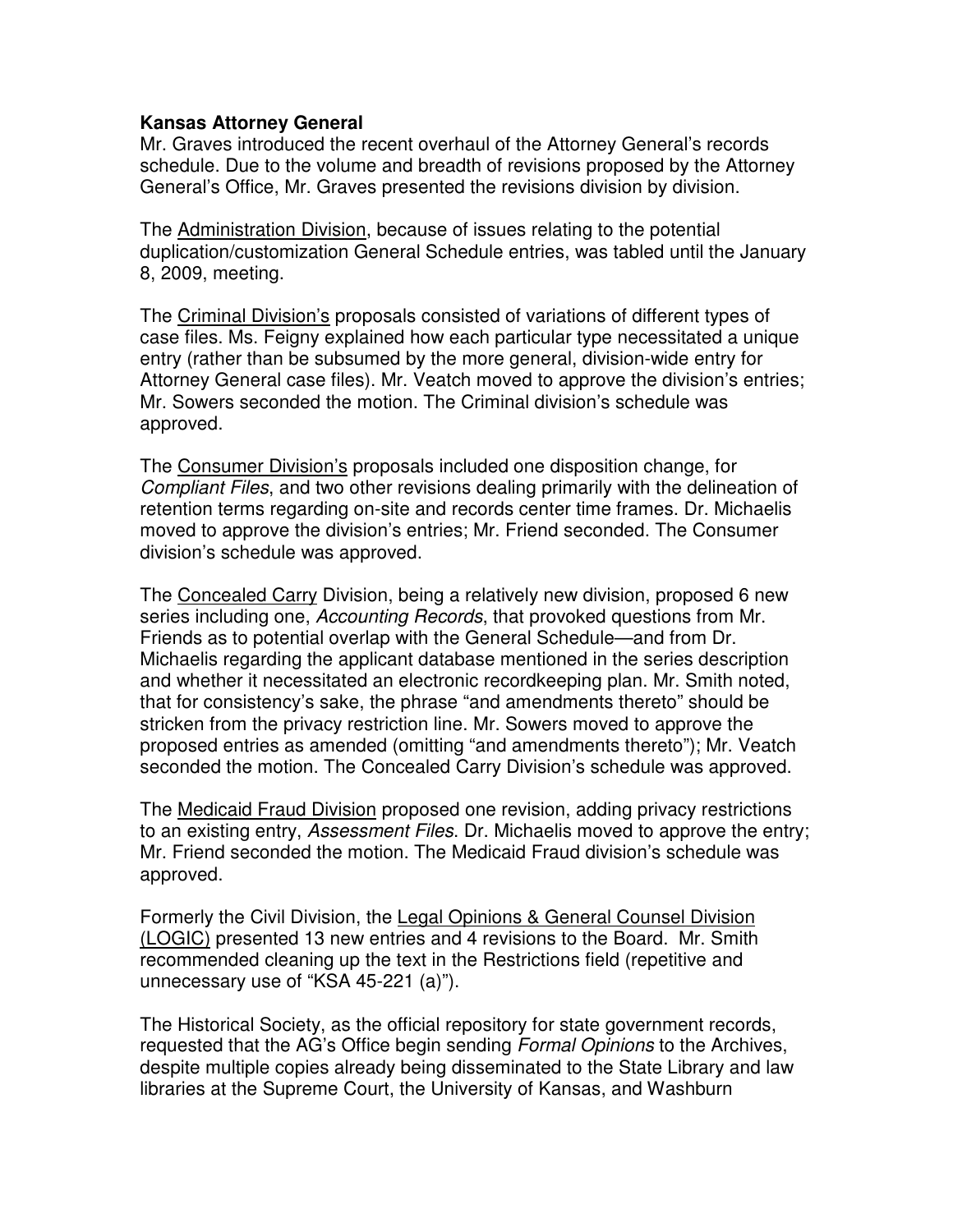**Kansas Attorney General**

Mr. Graves introduced the recent overhaul of the Attorney General's records schedule. Due to the volume and breadth of revisions proposed by the Attorney General's Office, Mr. Graves presented the revisions division by division.

The Administration Division, because of issues relating to the potential duplication/customization General Schedule entries, was tabled until the January 8, 2009, meeting.

The Criminal Division's proposals consisted of variations of different types of case files. Ms. Feigny explained how each particular type necessitated a unique entry (rather than be subsumed by the more general, division-wide entry for Attorney General case files). Mr. Veatch moved to approve the division's entries; Mr. Sowers seconded the motion. The Criminal division's schedule was approved.

The Consumer Division's proposals included one disposition change, for *Compliant Files*, and two other revisions dealing primarily with the delineation of retention terms regarding on-site and records center time frames. Dr. Michaelis moved to approve the division's entries; Mr. Friend seconded. The Consumer division's schedule was approved.

The Concealed Carry Division, being a relatively new division, proposed 6 new series including one, *Accounting Records*, that provoked questions from Mr. Friends as to potential overlap with the General Schedule—and from Dr. Michaelis regarding the applicant database mentioned in the series description and whether it necessitated an electronic recordkeeping plan. Mr. Smith noted, that for consistency's sake, the phrase "and amendments thereto" should be stricken from the privacy restriction line. Mr. Sowers moved to approve the proposed entries as amended (omitting "and amendments thereto"); Mr. Veatch seconded the motion. The Concealed Carry Division's schedule was approved.

The Medicaid Fraud Division proposed one revision, adding privacy restrictions to an existing entry, *Assessment Files*. Dr. Michaelis moved to approve the entry; Mr. Friend seconded the motion. The Medicaid Fraud division's schedule was approved.

Formerly the Civil Division, the Legal Opinions & General Counsel Division (LOGIC) presented 13 new entries and 4 revisions to the Board. Mr. Smith recommended cleaning up the text in the Restrictions field (repetitive and unnecessary use of "KSA 45-221 (a)").

The Historical Society, as the official repository for state government records, requested that the AG's Office begin sending *Formal Opinions* to the Archives, despite multiple copies already being disseminated to the State Library and law libraries at the Supreme Court, the University of Kansas, and Washburn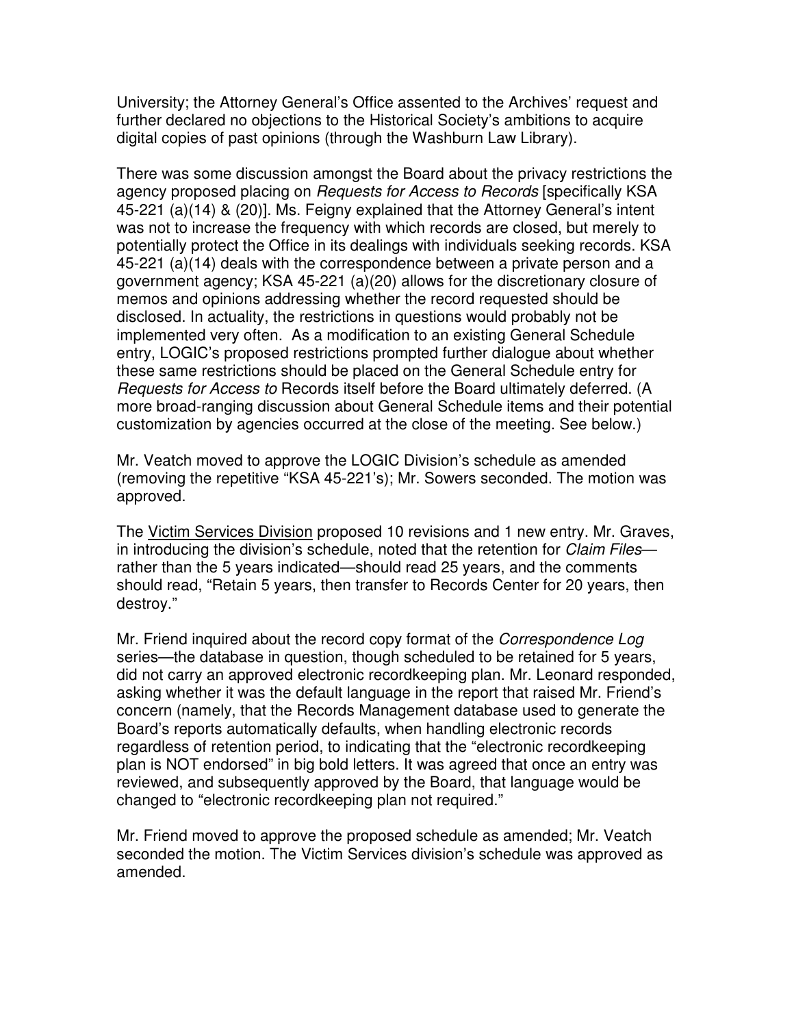University; the Attorney General's Office assented to the Archives' request and further declared no objections to the Historical Society's ambitions to acquire digital copies of past opinions (through the Washburn Law Library).

There was some discussion amongst the Board about the privacy restrictions the agency proposed placing on *Requests for Access to Records* [specifically KSA 45-221 (a)(14) & (20)]. Ms. Feigny explained that the Attorney General's intent was not to increase the frequency with which records are closed, but merely to potentially protect the Office in its dealings with individuals seeking records. KSA 45-221 (a)(14) deals with the correspondence between a private person and a government agency; KSA 45-221 (a)(20) allows for the discretionary closure of memos and opinions addressing whether the record requested should be disclosed. In actuality, the restrictions in questions would probably not be implemented very often. As a modification to an existing General Schedule entry, LOGIC's proposed restrictions prompted further dialogue about whether these same restrictions should be placed on the General Schedule entry for *Requests for Access to* Records itself before the Board ultimately deferred. (A more broad-ranging discussion about General Schedule items and their potential customization by agencies occurred at the close of the meeting. See below.)

Mr. Veatch moved to approve the LOGIC Division's schedule as amended (removing the repetitive "KSA 45-221's); Mr. Sowers seconded. The motion was approved.

The <u>Victim Services Division</u> proposed 10 revisions and 1 new entry. Mr. Graves, in introducing the division's schedule, noted that the retention for *Claim Files*—rather than the 5 years indicated—should read 25 years, and the comments should read, "Retain 5 years, then transfer to Records Center for 20 years, then destroy."

Mr. Friend inquired about the record copy format of the *Correspondence Log* series—the database in question, though scheduled to be retained for 5 years, did not carry an approved electronic recordkeeping plan. Mr. Leonard responded, asking whether it was the default language in the report that raised Mr. Friend's concern (namely, that the Records Management database used to generate the Board's reports automatically defaults, when handling electronic records regardless of retention period, to indicating that the "electronic recordkeeping plan is NOT endorsed" in big bold letters. It was agreed that once an entry was reviewed, and subsequently approved by the Board, that language would be changed to "electronic recordkeeping plan not required."

Mr. Friend moved to approve the proposed schedule as amended; Mr. Veatch seconded the motion. The Victim Services division's schedule was approved as amended.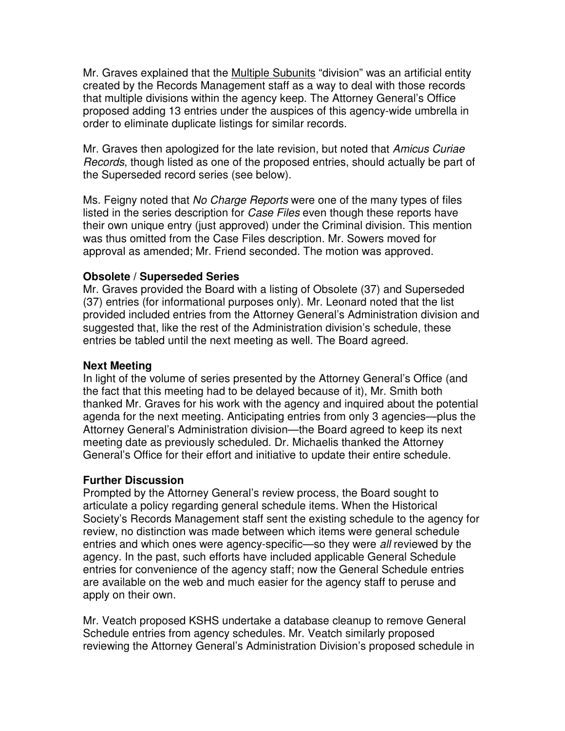Mr. Graves explained that the Multiple Subunits "division" was an artificial entity created by the Records Management staff as a way to deal with those records that multiple divisions within the agency keep. The Attorney General's Office proposed adding 13 entries under the auspices of this agency-wide umbrella in order to eliminate duplicate listings for similar records.

Mr. Graves then apologized for the late revision, but noted that *Amicus Curiae Records*, though listed as one of the proposed entries, should actually be part of the Superseded record series (see below).

Ms. Feigny noted that *No Charge Reports* were one of the many types of files listed in the series description for *Case Files* even though these reports have their own unique entry (just approved) under the Criminal division. This mention was thus omitted from the Case Files description. Mr. Sowers moved for approval as amended; Mr. Friend seconded. The motion was approved.

**Obsolete / Superseded Series**

Mr. Graves provided the Board with a listing of Obsolete (37) and Superseded (37) entries (for informational purposes only). Mr. Leonard noted that the list provided included entries from the Attorney General's Administration division and suggested that, like the rest of the Administration division's schedule, these entries be tabled until the next meeting as well. The Board agreed.

**Next Meeting**

In light of the volume of series presented by the Attorney General's Office (and the fact that this meeting had to be delayed because of it), Mr. Smith both thanked Mr. Graves for his work with the agency and inquired about the potential agenda for the next meeting. Anticipating entries from only 3 agencies—plus the Attorney General's Administration division—the Board agreed to keep its next meeting date as previously scheduled. Dr. Michaelis thanked the Attorney General's Office for their effort and initiative to update their entire schedule.

**Further Discussion**

Prompted by the Attorney General's review process, the Board sought to articulate a policy regarding general schedule items. When the Historical Society's Records Management staff sent the existing schedule to the agency for review, no distinction was made between which items were general schedule entries and which ones were agency-specific—so they were *all* reviewed by the agency. In the past, such efforts have included applicable General Schedule entries for convenience of the agency staff; now the General Schedule entries are available on the web and much easier for the agency staff to peruse and apply on their own.

Mr. Veatch proposed KSHS undertake a database cleanup to remove General Schedule entries from agency schedules. Mr. Veatch similarly proposed reviewing the Attorney General's Administration Division's proposed schedule in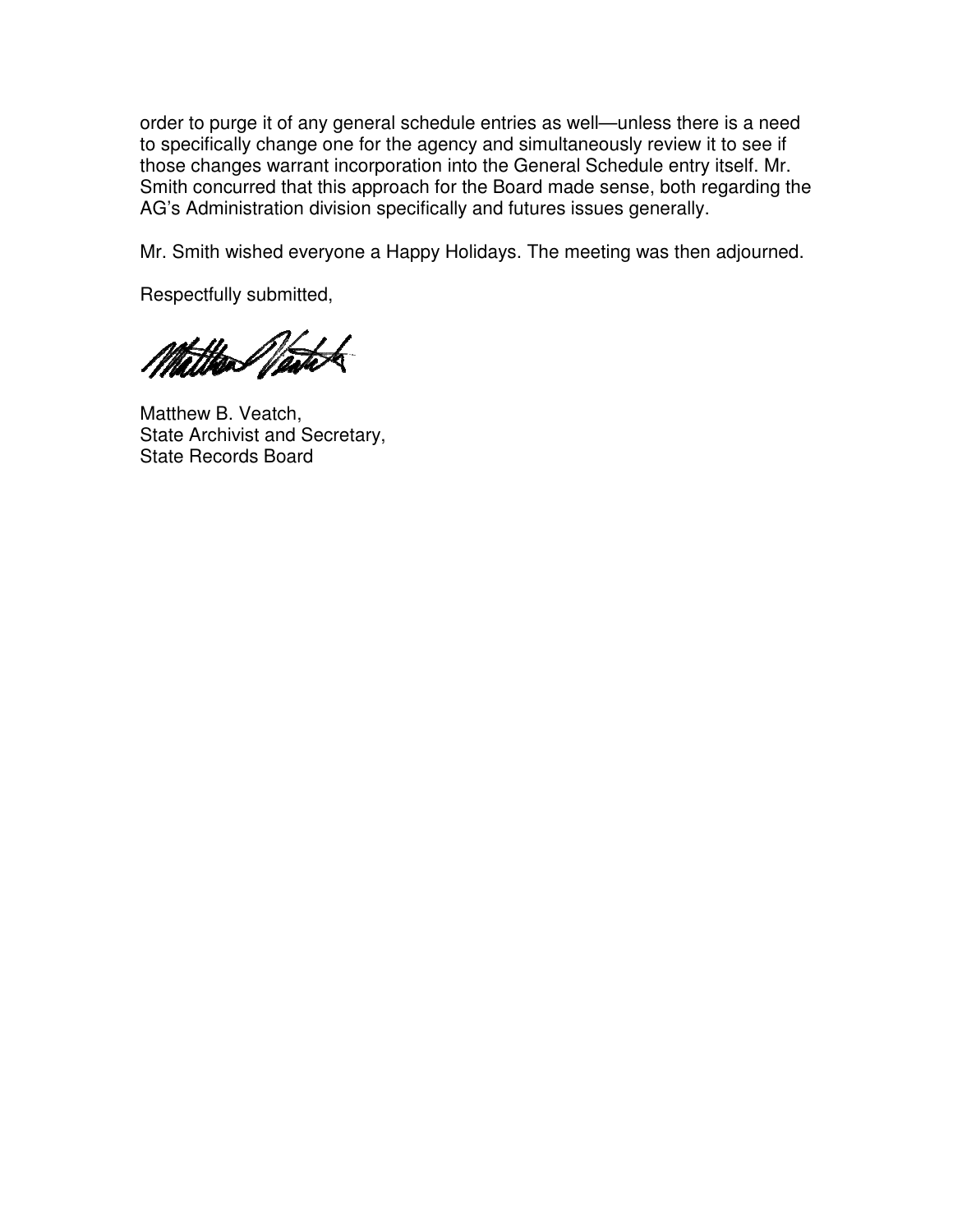order to purge it of any general schedule entries as well—unless there is a need to specifically change one for the agency and simultaneously review it to see if those changes warrant incorporation into the General Schedule entry itself. Mr. Smith concurred that this approach for the Board made sense, both regarding the AG's Administration division specifically and futures issues generally.

Mr. Smith wished everyone a Happy Holidays. The meeting was then adjourned.

Respectfully submitted,

Matthew B. Veatch,
State Archivist and Secretary,
State Records Board